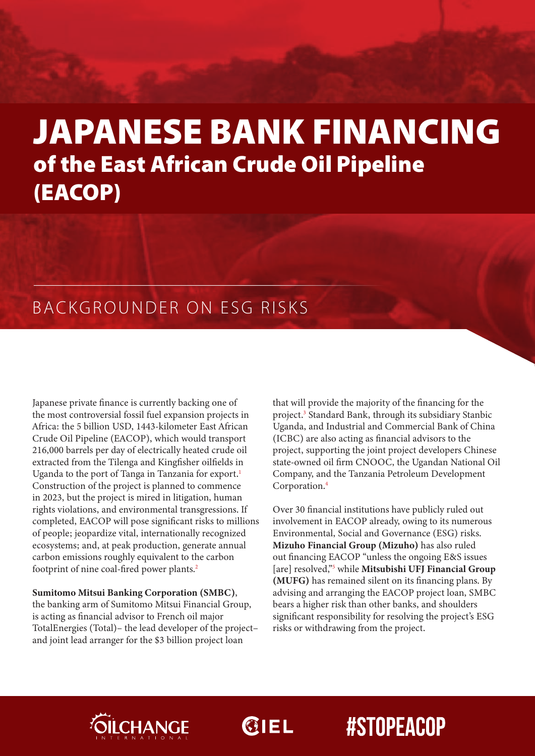# JAPANESE BANK FINANCING

## of the East African Crude Oil Pipeline (EACOP)

### BACKGROUNDER ON ESG RISKS

Japanese private finance is currently backing one of the most controversial fossil fuel expansion projects in Africa: the 5 billion USD, 1443-kilometer East African Crude Oil Pipeline (EACOP), which would transport 216,000 barrels per day of electrically heated crude oil extracted from the Tilenga and Kingfisher oilfields in Uganda to the port of Tanga in Tanzania for export.[1] Construction of the project is planned to commence in 2023, but the project is mired in litigation, human rights violations, and environmental transgressions. If completed, EACOP will pose significant risks to millions of people; jeopardize vital, internationally recognized ecosystems; and, at peak production, generate annual carbon emissions roughly equivalent to the carbon footprint of nine coal-fired power plants.[2]

**Sumitomo Mitsui Banking Corporation (SMBC)**, the banking arm of Sumitomo Mitsui Financial Group, is acting as financial advisor to French oil major TotalEnergies (Total)– the lead developer of the project– and joint lead arranger for the $3 billion project loan that will provide the majority of the financing for the project.[3] Standard Bank, through its subsidiary Stanbic Uganda, and Industrial and Commercial Bank of China (ICBC) are also acting as financial advisors to the project, supporting the joint project developers Chinese state-owned oil firm CNOOC, the Ugandan National Oil Company, and the Tanzania Petroleum Development Corporation.[4]

Over 30 financial institutions have publicly ruled out involvement in EACOP already, owing to its numerous Environmental, Social and Governance (ESG) risks. **Mizuho Financial Group (Mizuho)** has also ruled out financing EACOP "unless the ongoing E&S issues [are] resolved,"[5] while **Mitsubishi UFJ Financial Group (MUFG)** has remained silent on its financing plans. By advising and arranging the EACOP project loan, SMBC bears a higher risk than other banks, and shoulders significant responsibility for resolving the project's ESG risks or withdrawing from the project.

OILCHANGE INTERNATIONAL

CIEL

#STOPEACOP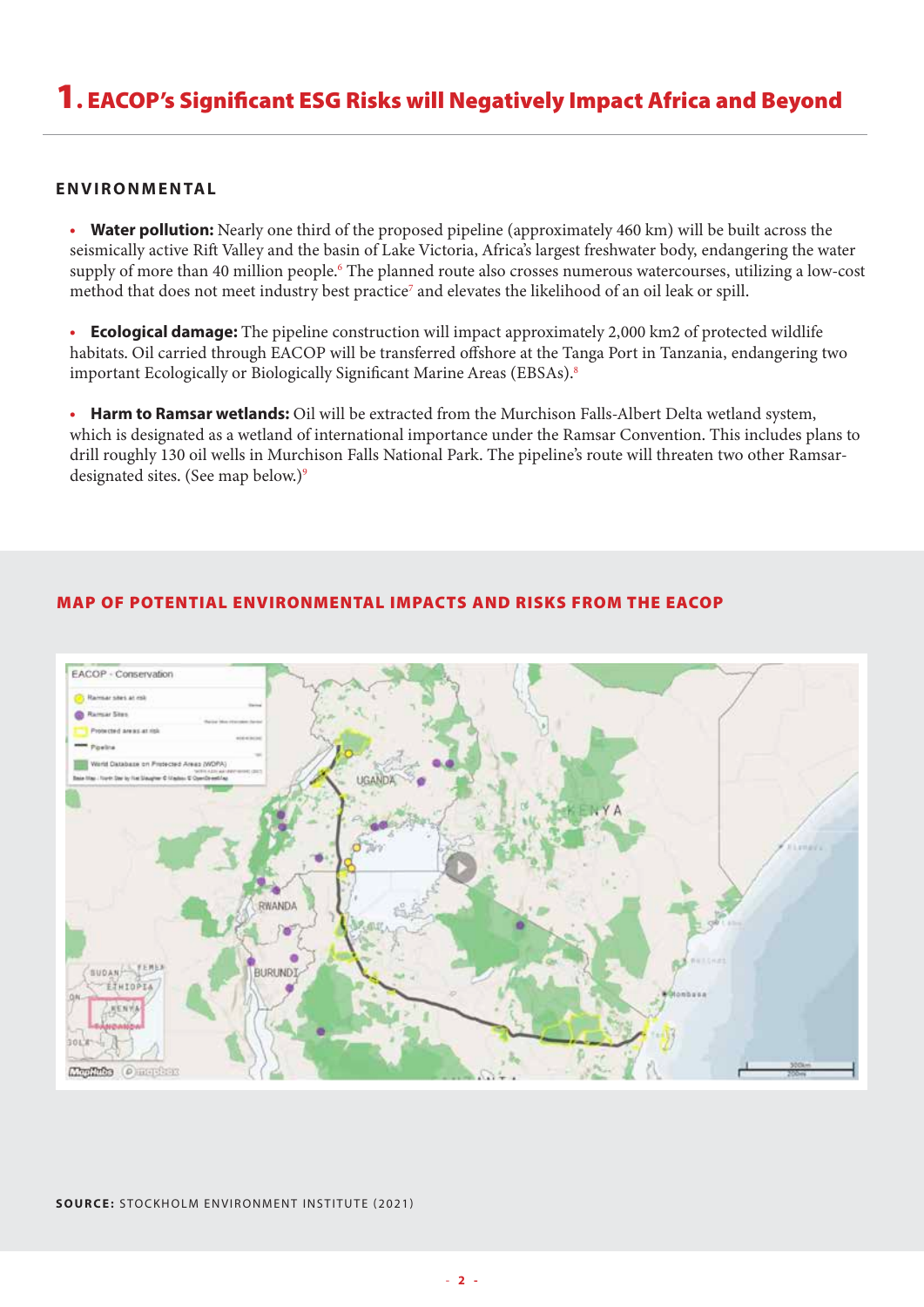# 1. EACOP's Significant ESG Risks will Negatively Impact Africa and Beyond

## ENVIRONMENTAL

- **Water pollution:** Nearly one third of the proposed pipeline (approximately 460 km) will be built across the seismically active Rift Valley and the basin of Lake Victoria, Africa's largest freshwater body, endangering the water supply of more than 40 million people.[6] The planned route also crosses numerous watercourses, utilizing a low-cost method that does not meet industry best practice[7] and elevates the likelihood of an oil leak or spill.

- **Ecological damage:** The pipeline construction will impact approximately 2,000 km2 of protected wildlife habitats. Oil carried through EACOP will be transferred offshore at the Tanga Port in Tanzania, endangering two important Ecologically or Biologically Significant Marine Areas (EBSAs).[8]

- **Harm to Ramsar wetlands:** Oil will be extracted from the Murchison Falls-Albert Delta wetland system, which is designated as a wetland of international importance under the Ramsar Convention. This includes plans to drill roughly 130 oil wells in Murchison Falls National Park. The pipeline's route will threaten two other Ramsar-designated sites. (See map below.)[9]

## MAP OF POTENTIAL ENVIRONMENTAL IMPACTS AND RISKS FROM THE EACOP

**SOURCE:** STOCKHOLM ENVIRONMENT INSTITUTE (2021)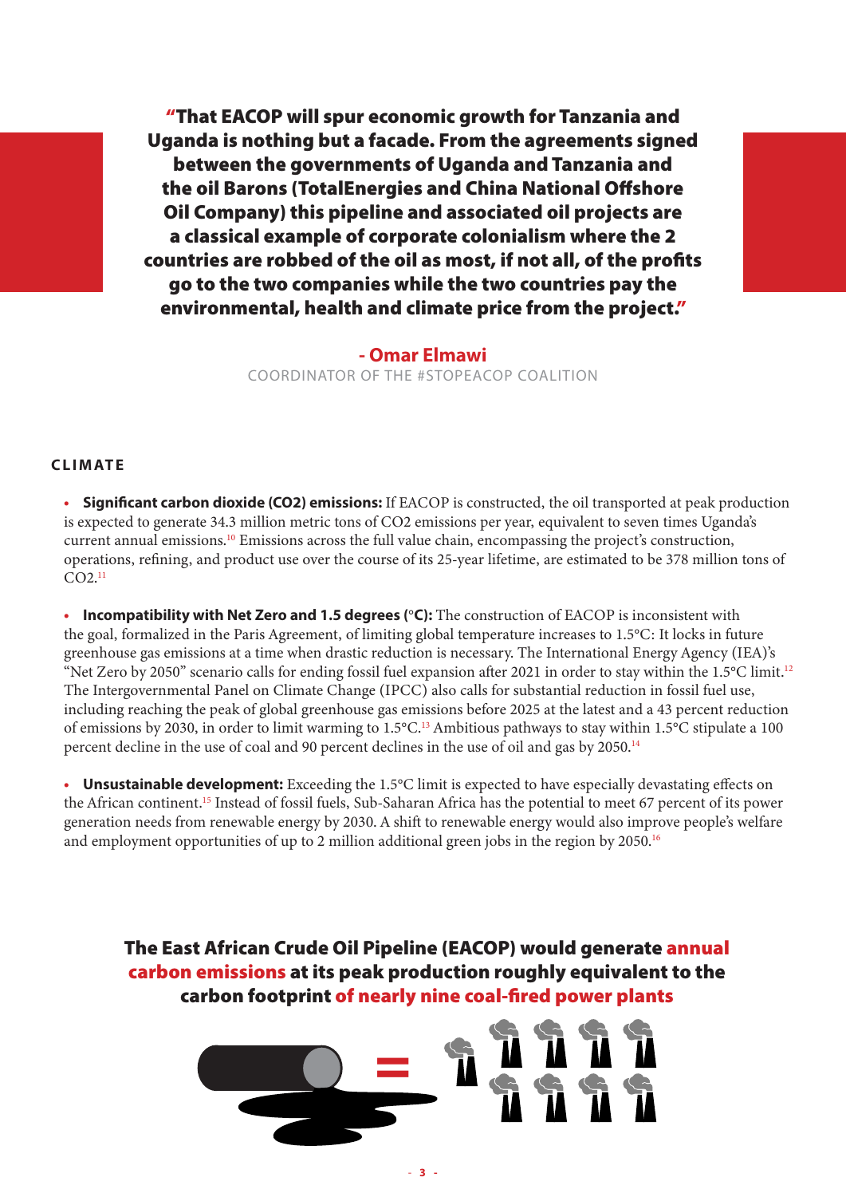**"That EACOP will spur economic growth for Tanzania and Uganda is nothing but a facade. From the agreements signed between the governments of Uganda and Tanzania and the oil Barons (TotalEnergies and China National Offshore Oil Company) this pipeline and associated oil projects are a classical example of corporate colonialism where the 2 countries are robbed of the oil as most, if not all, of the profits go to the two companies while the two countries pay the environmental, health and climate price from the project."**

**- Omar Elmawi**
COORDINATOR OF THE #STOPEACOP COALITION

## CLIMATE

- **Significant carbon dioxide ($CO_2$) emissions:** If EACOP is constructed, the oil transported at peak production is expected to generate 34.3 million metric tons of $CO_2$ emissions per year, equivalent to seven times Uganda's current annual emissions.[10] Emissions across the full value chain, encompassing the project's construction, operations, refining, and product use over the course of its 25-year lifetime, are estimated to be 378 million tons of $CO_2$.[11]

- **Incompatibility with Net Zero and 1.5 degrees (°C):** The construction of EACOP is inconsistent with the goal, formalized in the Paris Agreement, of limiting global temperature increases to 1.5°C: It locks in future greenhouse gas emissions at a time when drastic reduction is necessary. The International Energy Agency (IEA)'s "Net Zero by 2050" scenario calls for ending fossil fuel expansion after 2021 in order to stay within the 1.5°C limit.[12] The Intergovernmental Panel on Climate Change (IPCC) also calls for substantial reduction in fossil fuel use, including reaching the peak of global greenhouse gas emissions before 2025 at the latest and a 43 percent reduction of emissions by 2030, in order to limit warming to 1.5°C.[13] Ambitious pathways to stay within 1.5°C stipulate a 100 percent decline in the use of coal and 90 percent declines in the use of oil and gas by 2050.[14]

- **Unsustainable development:** Exceeding the 1.5°C limit is expected to have especially devastating effects on the African continent.[15] Instead of fossil fuels, Sub-Saharan Africa has the potential to meet 67 percent of its power generation needs from renewable energy by 2030. A shift to renewable energy would also improve people's welfare and employment opportunities of up to 2 million additional green jobs in the region by 2050.[16]

**The East African Crude Oil Pipeline (EACOP) would generate annual carbon emissions at its peak production roughly equivalent to the carbon footprint of nearly nine coal-fired power plants**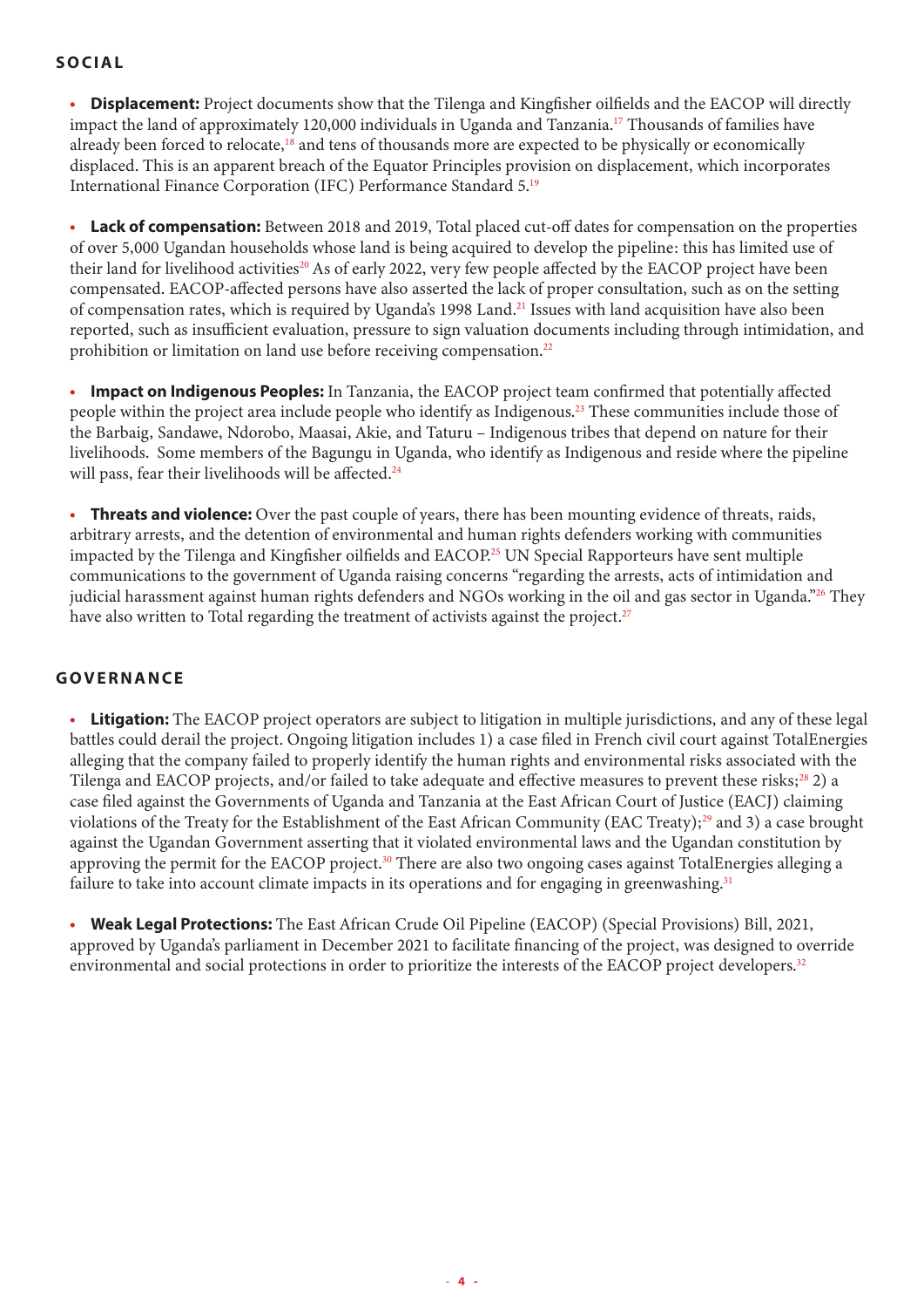## SOCIAL

- **Displacement:** Project documents show that the Tilenga and Kingfisher oilfields and the EACOP will directly impact the land of approximately 120,000 individuals in Uganda and Tanzania.[17] Thousands of families have already been forced to relocate,[18] and tens of thousands more are expected to be physically or economically displaced. This is an apparent breach of the Equator Principles provision on displacement, which incorporates International Finance Corporation (IFC) Performance Standard 5.[19]

- **Lack of compensation:** Between 2018 and 2019, Total placed cut-off dates for compensation on the properties of over 5,000 Ugandan households whose land is being acquired to develop the pipeline: this has limited use of their land for livelihood activities[20] As of early 2022, very few people affected by the EACOP project have been compensated. EACOP-affected persons have also asserted the lack of proper consultation, such as on the setting of compensation rates, which is required by Uganda's 1998 Land.[21] Issues with land acquisition have also been reported, such as insufficient evaluation, pressure to sign valuation documents including through intimidation, and prohibition or limitation on land use before receiving compensation.[22]

- **Impact on Indigenous Peoples:** In Tanzania, the EACOP project team confirmed that potentially affected people within the project area include people who identify as Indigenous.[23] These communities include those of the Barbaig, Sandawe, Ndorobo, Maasai, Akie, and Taturu – Indigenous tribes that depend on nature for their livelihoods. Some members of the Bagungu in Uganda, who identify as Indigenous and reside where the pipeline will pass, fear their livelihoods will be affected.[24]

- **Threats and violence:** Over the past couple of years, there has been mounting evidence of threats, raids, arbitrary arrests, and the detention of environmental and human rights defenders working with communities impacted by the Tilenga and Kingfisher oilfields and EACOP.[25] UN Special Rapporteurs have sent multiple communications to the government of Uganda raising concerns "regarding the arrests, acts of intimidation and judicial harassment against human rights defenders and NGOs working in the oil and gas sector in Uganda."[26] They have also written to Total regarding the treatment of activists against the project.[27]

## GOVERNANCE

- **Litigation:** The EACOP project operators are subject to litigation in multiple jurisdictions, and any of these legal battles could derail the project. Ongoing litigation includes 1) a case filed in French civil court against TotalEnergies alleging that the company failed to properly identify the human rights and environmental risks associated with the Tilenga and EACOP projects, and/or failed to take adequate and effective measures to prevent these risks;[28] 2) a case filed against the Governments of Uganda and Tanzania at the East African Court of Justice (EACJ) claiming violations of the Treaty for the Establishment of the East African Community (EAC Treaty);[29] and 3) a case brought against the Ugandan Government asserting that it violated environmental laws and the Ugandan constitution by approving the permit for the EACOP project.[30] There are also two ongoing cases against TotalEnergies alleging a failure to take into account climate impacts in its operations and for engaging in greenwashing.[31]

- **Weak Legal Protections:** The East African Crude Oil Pipeline (EACOP) (Special Provisions) Bill, 2021, approved by Uganda's parliament in December 2021 to facilitate financing of the project, was designed to override environmental and social protections in order to prioritize the interests of the EACOP project developers.[32]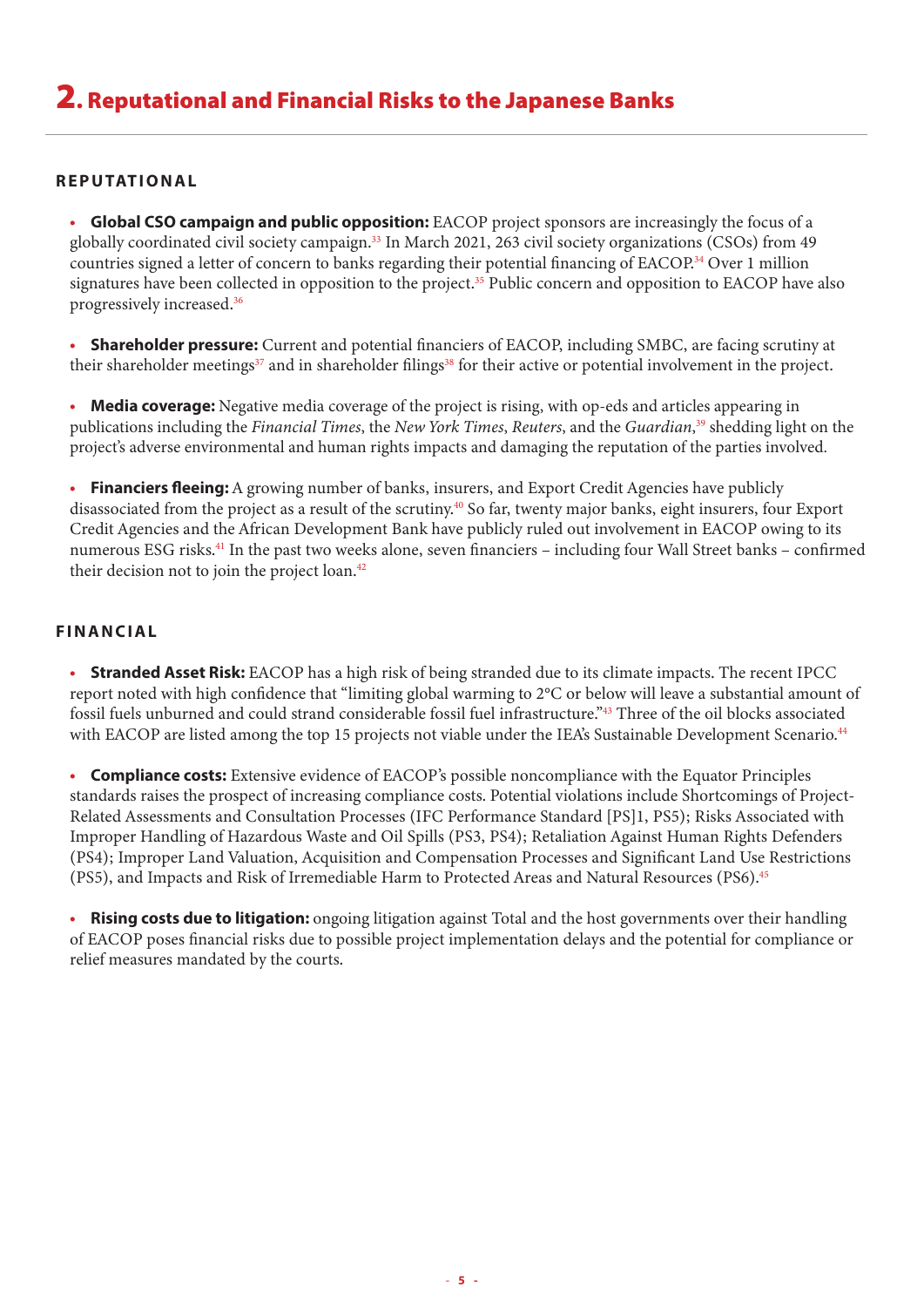# 2. Reputational and Financial Risks to the Japanese Banks

### REPUTATIONAL

- **Global CSO campaign and public opposition:** EACOP project sponsors are increasingly the focus of a globally coordinated civil society campaign.[33] In March 2021, 263 civil society organizations (CSOs) from 49 countries signed a letter of concern to banks regarding their potential financing of EACOP.[34] Over 1 million signatures have been collected in opposition to the project.[35] Public concern and opposition to EACOP have also progressively increased.[36]

- **Shareholder pressure:** Current and potential financiers of EACOP, including SMBC, are facing scrutiny at their shareholder meetings[37] and in shareholder filings[38] for their active or potential involvement in the project.

- **Media coverage:** Negative media coverage of the project is rising, with op-eds and articles appearing in publications including the *Financial Times*, the *New York Times*, *Reuters*, and the *Guardian*,[39] shedding light on the project's adverse environmental and human rights impacts and damaging the reputation of the parties involved.

- **Financiers fleeing:** A growing number of banks, insurers, and Export Credit Agencies have publicly disassociated from the project as a result of the scrutiny.[40] So far, twenty major banks, eight insurers, four Export Credit Agencies and the African Development Bank have publicly ruled out involvement in EACOP owing to its numerous ESG risks.[41] In the past two weeks alone, seven financiers – including four Wall Street banks – confirmed their decision not to join the project loan.[42]

### FINANCIAL

- **Stranded Asset Risk:** EACOP has a high risk of being stranded due to its climate impacts. The recent IPCC report noted with high confidence that "limiting global warming to 2°C or below will leave a substantial amount of fossil fuels unburned and could strand considerable fossil fuel infrastructure."[43] Three of the oil blocks associated with EACOP are listed among the top 15 projects not viable under the IEA's Sustainable Development Scenario.[44]

- **Compliance costs:** Extensive evidence of EACOP's possible noncompliance with the Equator Principles standards raises the prospect of increasing compliance costs. Potential violations include Shortcomings of Project-Related Assessments and Consultation Processes (IFC Performance Standard [PS]1, PS5); Risks Associated with Improper Handling of Hazardous Waste and Oil Spills (PS3, PS4); Retaliation Against Human Rights Defenders (PS4); Improper Land Valuation, Acquisition and Compensation Processes and Significant Land Use Restrictions (PS5), and Impacts and Risk of Irremediable Harm to Protected Areas and Natural Resources (PS6).[45]

- **Rising costs due to litigation:** ongoing litigation against Total and the host governments over their handling of EACOP poses financial risks due to possible project implementation delays and the potential for compliance or relief measures mandated by the courts.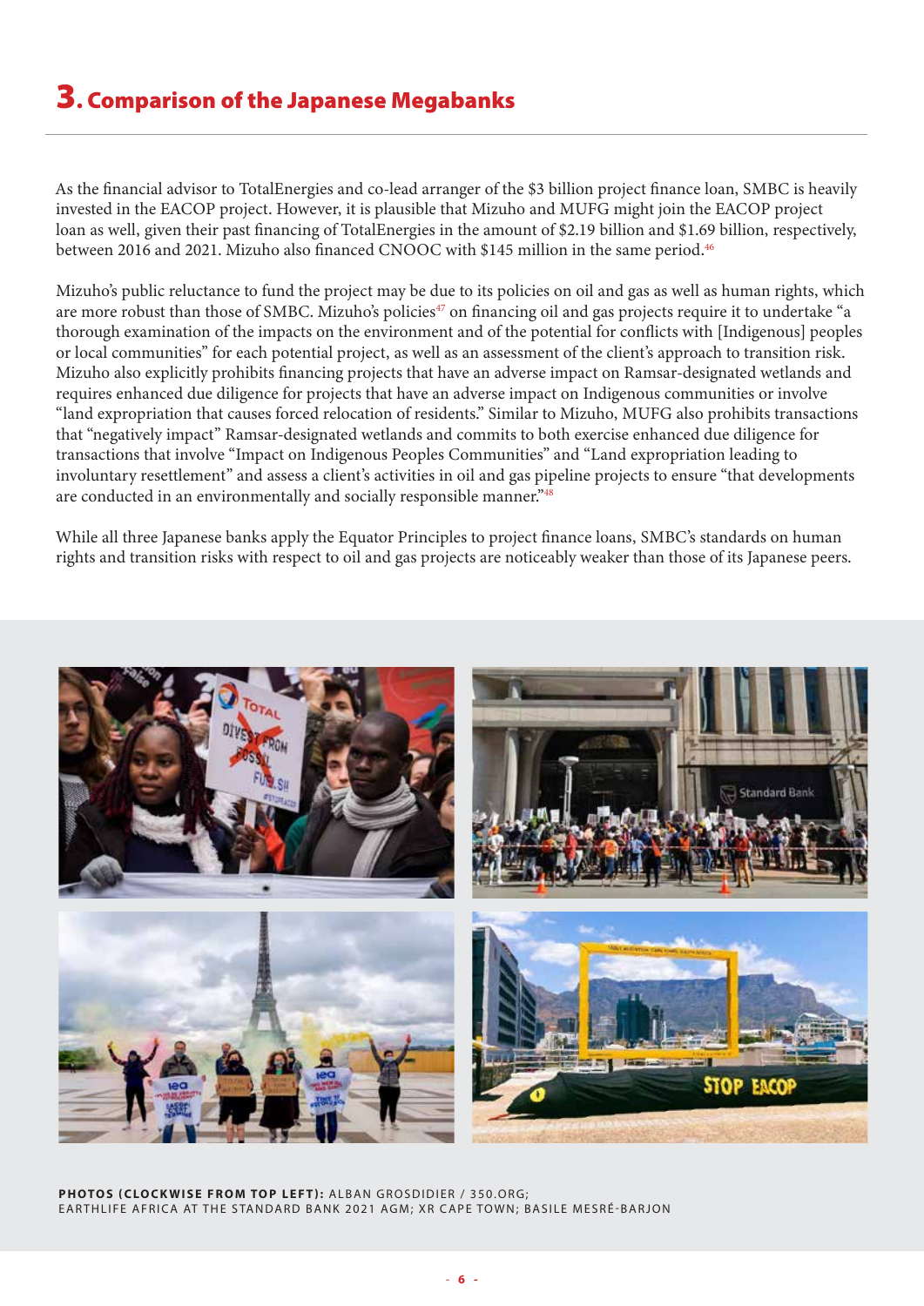## 3. Comparison of the Japanese Megabanks

As the financial advisor to TotalEnergies and co-lead arranger of the $3 billion project finance loan, SMBC is heavily invested in the EACOP project. However, it is plausible that Mizuho and MUFG might join the EACOP project loan as well, given their past financing of TotalEnergies in the amount of $2.19 billion and $1.69 billion, respectively, between 2016 and 2021. Mizuho also financed CNOOC with $145 million in the same period.[46]

Mizuho's public reluctance to fund the project may be due to its policies on oil and gas as well as human rights, which are more robust than those of SMBC. Mizuho's policies[47] on financing oil and gas projects require it to undertake "a thorough examination of the impacts on the environment and of the potential for conflicts with [Indigenous] peoples or local communities" for each potential project, as well as an assessment of the client's approach to transition risk. Mizuho also explicitly prohibits financing projects that have an adverse impact on Ramsar-designated wetlands and requires enhanced due diligence for projects that have an adverse impact on Indigenous communities or involve "land expropriation that causes forced relocation of residents." Similar to Mizuho, MUFG also prohibits transactions that "negatively impact" Ramsar-designated wetlands and commits to both exercise enhanced due diligence for transactions that involve "Impact on Indigenous Peoples Communities" and "Land expropriation leading to involuntary resettlement" and assess a client's activities in oil and gas pipeline projects to ensure "that developments are conducted in an environmentally and socially responsible manner."[48]

While all three Japanese banks apply the Equator Principles to project finance loans, SMBC's standards on human rights and transition risks with respect to oil and gas projects are noticeably weaker than those of its Japanese peers.

**PHOTOS (CLOCKWISE FROM TOP LEFT):** ALBAN GROSDIDIER / 350.ORG; EARTHLIFE AFRICA AT THE STANDARD BANK 2021 AGM; XR CAPE TOWN; BASILE MESRÉ-BARJON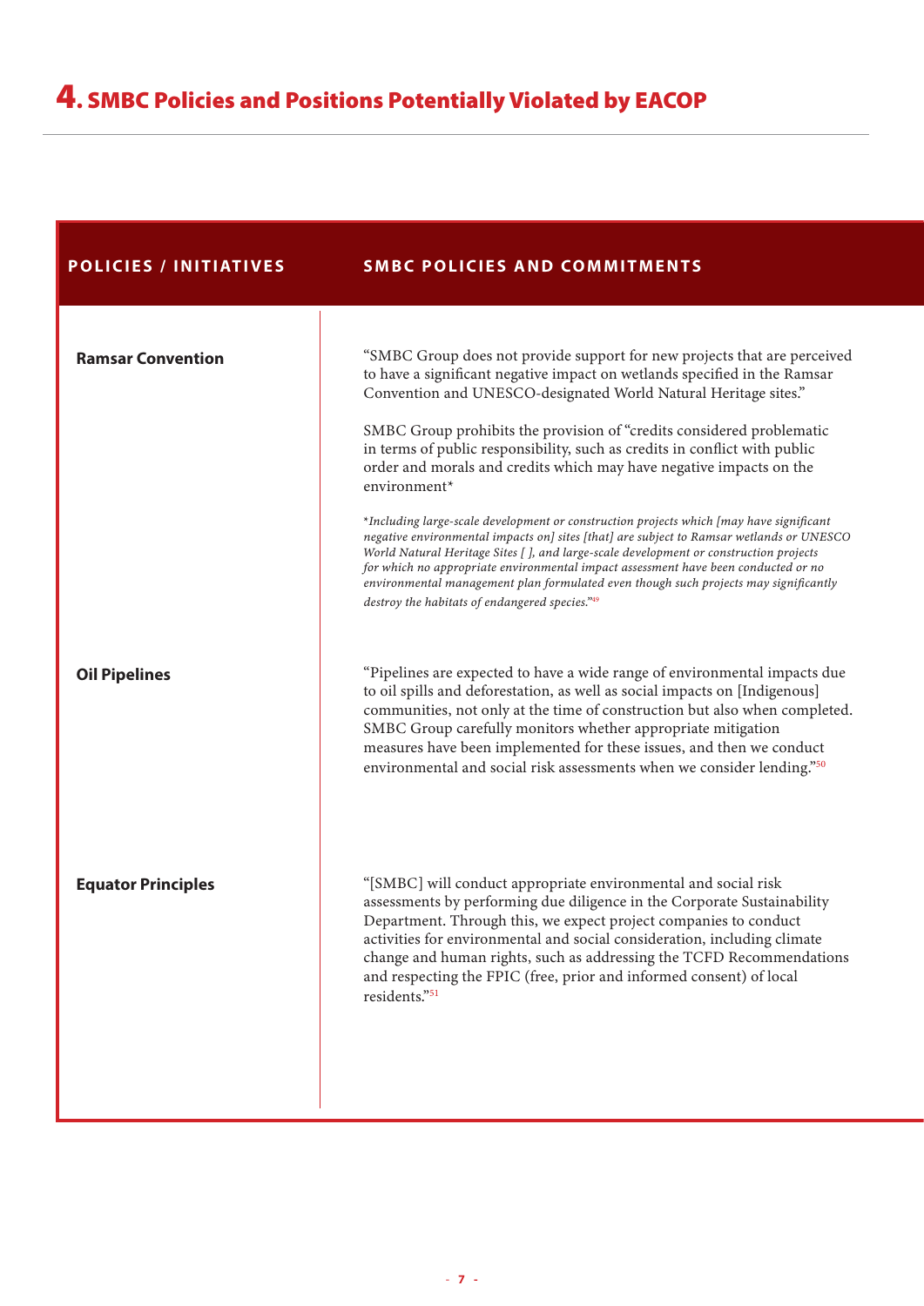## 4. SMBC Policies and Positions Potentially Violated by EACOP

| POLICIES / INITIATIVES | SMBC POLICIES AND COMMITMENTS |
|---|---|
| **Ramsar Convention** | "SMBC Group does not provide support for new projects that are perceived to have a significant negative impact on wetlands specified in the Ramsar Convention and UNESCO-designated World Natural Heritage sites."<br><br>SMBC Group prohibits the provision of "credits considered problematic in terms of public responsibility, such as credits in conflict with public order and morals and credits which may have negative impacts on the environment*<br><br>*\*Including large-scale development or construction projects which [may have significant negative environmental impacts on] sites [that] are subject to Ramsar wetlands or UNESCO World Natural Heritage Sites [ ], and large-scale development or construction projects for which no appropriate environmental impact assessment have been conducted or no environmental management plan formulated even though such projects may significantly destroy the habitats of endangered species."*[49] |
| **Oil Pipelines** | "Pipelines are expected to have a wide range of environmental impacts due to oil spills and deforestation, as well as social impacts on [Indigenous] communities, not only at the time of construction but also when completed. SMBC Group carefully monitors whether appropriate mitigation measures have been implemented for these issues, and then we conduct environmental and social risk assessments when we consider lending."[50] |
| **Equator Principles** | "[SMBC] will conduct appropriate environmental and social risk assessments by performing due diligence in the Corporate Sustainability Department. Through this, we expect project companies to conduct activities for environmental and social consideration, including climate change and human rights, such as addressing the TCFD Recommendations and respecting the FPIC (free, prior and informed consent) of local residents."[51] |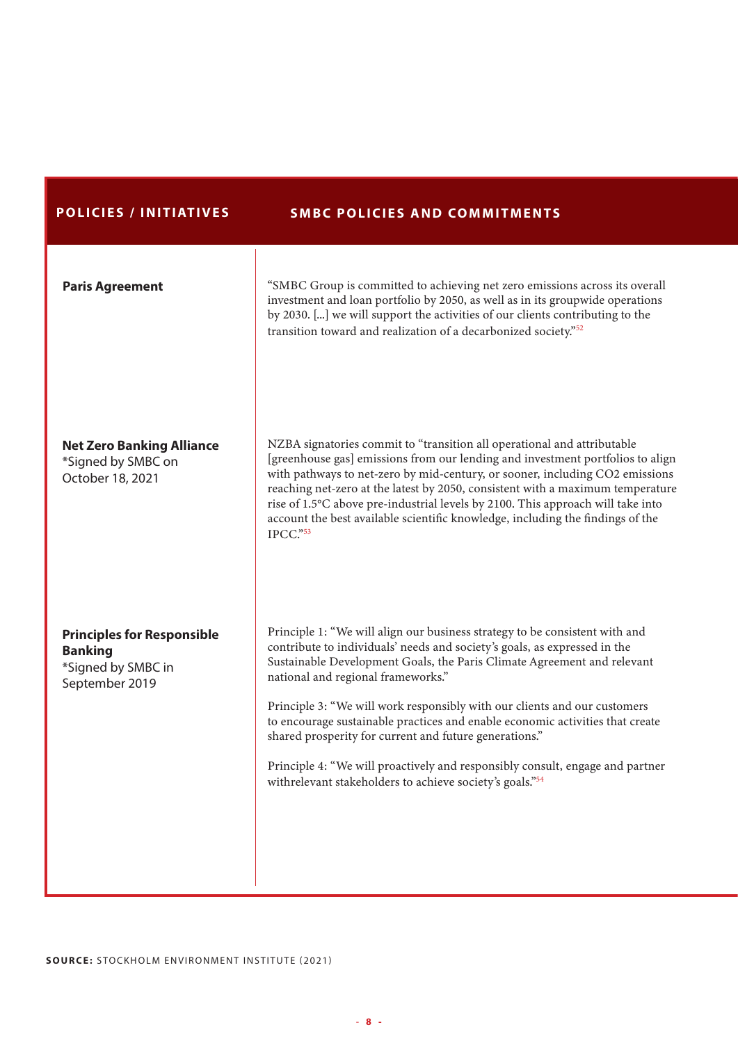| POLICIES / INITIATIVES | SMBC POLICIES AND COMMITMENTS |
| --- | --- |
| **Paris Agreement** | "SMBC Group is committed to achieving net zero emissions across its overall investment and loan portfolio by 2050, as well as in its groupwide operations by 2030. [...] we will support the activities of our clients contributing to the transition toward and realization of a decarbonized society."[52] |
| **Net Zero Banking Alliance** *Signed by SMBC on October 18, 2021 | NZBA signatories commit to "transition all operational and attributable [greenhouse gas] emissions from our lending and investment portfolios to align with pathways to net-zero by mid-century, or sooner, including CO2 emissions reaching net-zero at the latest by 2050, consistent with a maximum temperature rise of 1.5°C above pre-industrial levels by 2100. This approach will take into account the best available scientific knowledge, including the findings of the IPCC."[53] |
| **Principles for Responsible Banking** *Signed by SMBC in September 2019 | Principle 1: "We will align our business strategy to be consistent with and contribute to individuals' needs and society's goals, as expressed in the Sustainable Development Goals, the Paris Climate Agreement and relevant national and regional frameworks." <br><br> Principle 3: "We will work responsibly with our clients and our customers to encourage sustainable practices and enable economic activities that create shared prosperity for current and future generations." <br><br> Principle 4: "We will proactively and responsibly consult, engage and partner withrelevant stakeholders to achieve society's goals."[54] |

**SOURCE:** STOCKHOLM ENVIRONMENT INSTITUTE (2021)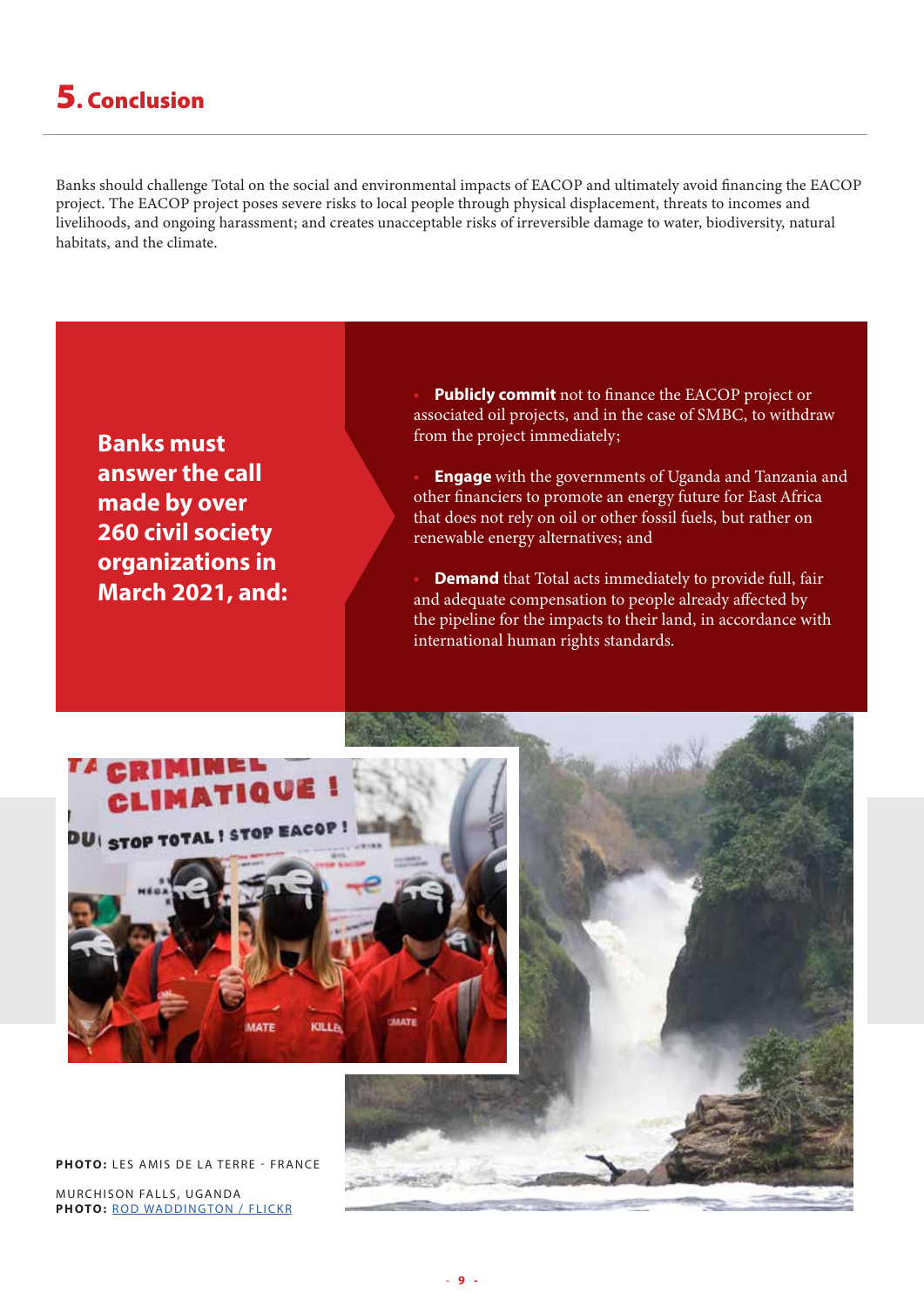# 5. Conclusion

Banks should challenge Total on the social and environmental impacts of EACOP and ultimately avoid financing the EACOP project. The EACOP project poses severe risks to local people through physical displacement, threats to incomes and livelihoods, and ongoing harassment; and creates unacceptable risks of irreversible damage to water, biodiversity, natural habitats, and the climate.

**Banks must answer the call made by over 260 civil society organizations in March 2021, and:**

- **Publicly commit** not to finance the EACOP project or associated oil projects, and in the case of SMBC, to withdraw from the project immediately;
- **Engage** with the governments of Uganda and Tanzania and other financiers to promote an energy future for East Africa that does not rely on oil or other fossil fuels, but rather on renewable energy alternatives; and
- **Demand** that Total acts immediately to provide full, fair and adequate compensation to people already affected by the pipeline for the impacts to their land, in accordance with international human rights standards.

**PHOTO:** LES AMIS DE LA TERRE - FRANCE

MURCHISON FALLS, UGANDA
**PHOTO:** ROD WADDINGTON / FLICKR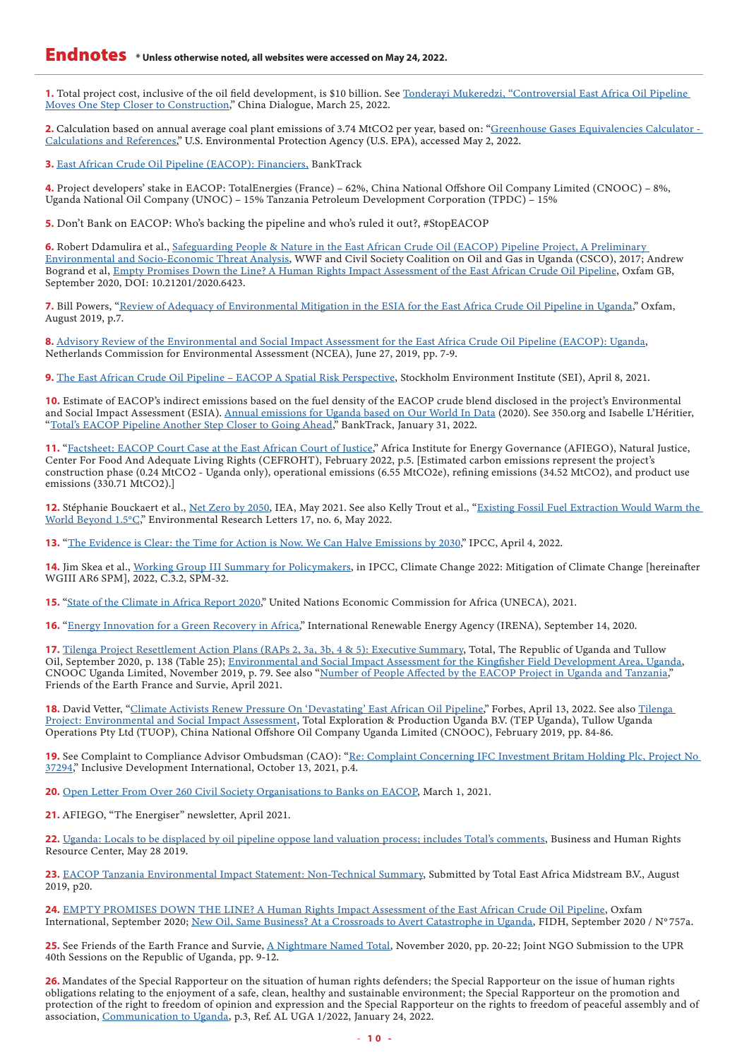# Endnotes **\* Unless otherwise noted, all websites were accessed on May 24, 2022.**

**1.** Total project cost, inclusive of the oil field development, is $10 billion. See Tonderayi Mukeredzi, "Controversial East Africa Oil Pipeline Moves One Step Closer to Construction," China Dialogue, March 25, 2022.

**2.** Calculation based on annual average coal plant emissions of 3.74 MtCO2 per year, based on: "Greenhouse Gases Equivalencies Calculator - Calculations and References," U.S. Environmental Protection Agency (U.S. EPA), accessed May 2, 2022.

**3.** East African Crude Oil Pipeline (EACOP): Financiers, BankTrack

**4.** Project developers' stake in EACOP: TotalEnergies (France) – 62%, China National Offshore Oil Company Limited (CNOOC) – 8%, Uganda National Oil Company (UNOC) – 15% Tanzania Petroleum Development Corporation (TPDC) – 15%

**5.** Don't Bank on EACOP: Who's backing the pipeline and who's ruled it out?, #StopEACOP

**6.** Robert Ddamulira et al., Safeguarding People & Nature in the East African Crude Oil (EACOP) Pipeline Project, A Preliminary Environmental and Socio-Economic Threat Analysis, WWF and Civil Society Coalition on Oil and Gas in Uganda (CSCO), 2017; Andrew Bogrand et al, Empty Promises Down the Line? A Human Rights Impact Assessment of the East African Crude Oil Pipeline, Oxfam GB, September 2020, DOI: 10.21201/2020.6423.

**7.** Bill Powers, "Review of Adequacy of Environmental Mitigation in the ESIA for the East Africa Crude Oil Pipeline in Uganda," Oxfam, August 2019, p.7.

**8.** Advisory Review of the Environmental and Social Impact Assessment for the East Africa Crude Oil Pipeline (EACOP): Uganda, Netherlands Commission for Environmental Assessment (NCEA), June 27, 2019, pp. 7-9.

**9.** The East African Crude Oil Pipeline – EACOP A Spatial Risk Perspective, Stockholm Environment Institute (SEI), April 8, 2021.

**10.** Estimate of EACOP's indirect emissions based on the fuel density of the EACOP crude blend disclosed in the project's Environmental and Social Impact Assessment (ESIA). Annual emissions for Uganda based on Our World In Data (2020). See 350.org and Isabelle L'Héritier, "Total's EACOP Pipeline Another Step Closer to Going Ahead," BankTrack, January 31, 2022.

**11.** "Factsheet: EACOP Court Case at the East African Court of Justice," Africa Institute for Energy Governance (AFIEGO), Natural Justice, Center For Food And Adequate Living Rights (CEFROHT), February 2022, p.5. [Estimated carbon emissions represent the project's construction phase (0.24 MtCO2 - Uganda only), operational emissions (6.55 MtCO2e), refining emissions (34.52 MtCO2), and product use emissions (330.71 MtCO2).]

**12.** Stéphanie Bouckaert et al., Net Zero by 2050, IEA, May 2021. See also Kelly Trout et al., "Existing Fossil Fuel Extraction Would Warm the World Beyond 1.5°C," Environmental Research Letters 17, no. 6, May 2022.

**13.** "The Evidence is Clear: the Time for Action is Now. We Can Halve Emissions by 2030," IPCC, April 4, 2022.

**14.** Jim Skea et al., Working Group III Summary for Policymakers, in IPCC, Climate Change 2022: Mitigation of Climate Change [hereinafter WGIII AR6 SPM], 2022, C.3.2, SPM-32.

**15.** "State of the Climate in Africa Report 2020," United Nations Economic Commission for Africa (UNECA), 2021.

**16.** "Energy Innovation for a Green Recovery in Africa," International Renewable Energy Agency (IRENA), September 14, 2020.

**17.** Tilenga Project Resettlement Action Plans (RAPs 2, 3a, 3b, 4 & 5): Executive Summary, Total, The Republic of Uganda and Tullow Oil, September 2020, p. 138 (Table 25); Environmental and Social Impact Assessment for the Kingfisher Field Development Area, Uganda, CNOOC Uganda Limited, November 2019, p. 79. See also "Number of People Affected by the EACOP Project in Uganda and Tanzania," Friends of the Earth France and Survie, April 2021.

**18.** David Vetter, "Climate Activists Renew Pressure On 'Devastating' East African Oil Pipeline," Forbes, April 13, 2022. See also Tilenga Project: Environmental and Social Impact Assessment, Total Exploration & Production Uganda B.V. (TEP Uganda), Tullow Uganda Operations Pty Ltd (TUOP), China National Offshore Oil Company Uganda Limited (CNOOC), February 2019, pp. 84-86.

**19.** See Complaint to Compliance Advisor Ombudsman (CAO): "Re: Complaint Concerning IFC Investment Britam Holding Plc, Project No 37294," Inclusive Development International, October 13, 2021, p.4.

**20.** Open Letter From Over 260 Civil Society Organisations to Banks on EACOP, March 1, 2021.

**21.** AFIEGO, "The Energiser" newsletter, April 2021.

**22.** Uganda: Locals to be displaced by oil pipeline oppose land valuation process; includes Total's comments, Business and Human Rights Resource Center, May 28 2019.

**23.** EACOP Tanzania Environmental Impact Statement: Non-Technical Summary, Submitted by Total East Africa Midstream B.V., August 2019, p20.

**24.** EMPTY PROMISES DOWN THE LINE? A Human Rights Impact Assessment of the East African Crude Oil Pipeline, Oxfam International, September 2020; New Oil, Same Business? At a Crossroads to Avert Catastrophe in Uganda, FIDH, September 2020 / N°757a.

**25.** See Friends of the Earth France and Survie, A Nightmare Named Total, November 2020, pp. 20-22; Joint NGO Submission to the UPR 40th Sessions on the Republic of Uganda, pp. 9-12.

**26.** Mandates of the Special Rapporteur on the situation of human rights defenders; the Special Rapporteur on the issue of human rights obligations relating to the enjoyment of a safe, clean, healthy and sustainable environment; the Special Rapporteur on the promotion and protection of the right to freedom of opinion and expression and the Special Rapporteur on the rights to freedom of peaceful assembly and of association, Communication to Uganda, p.3, Ref. AL UGA 1/2022, January 24, 2022.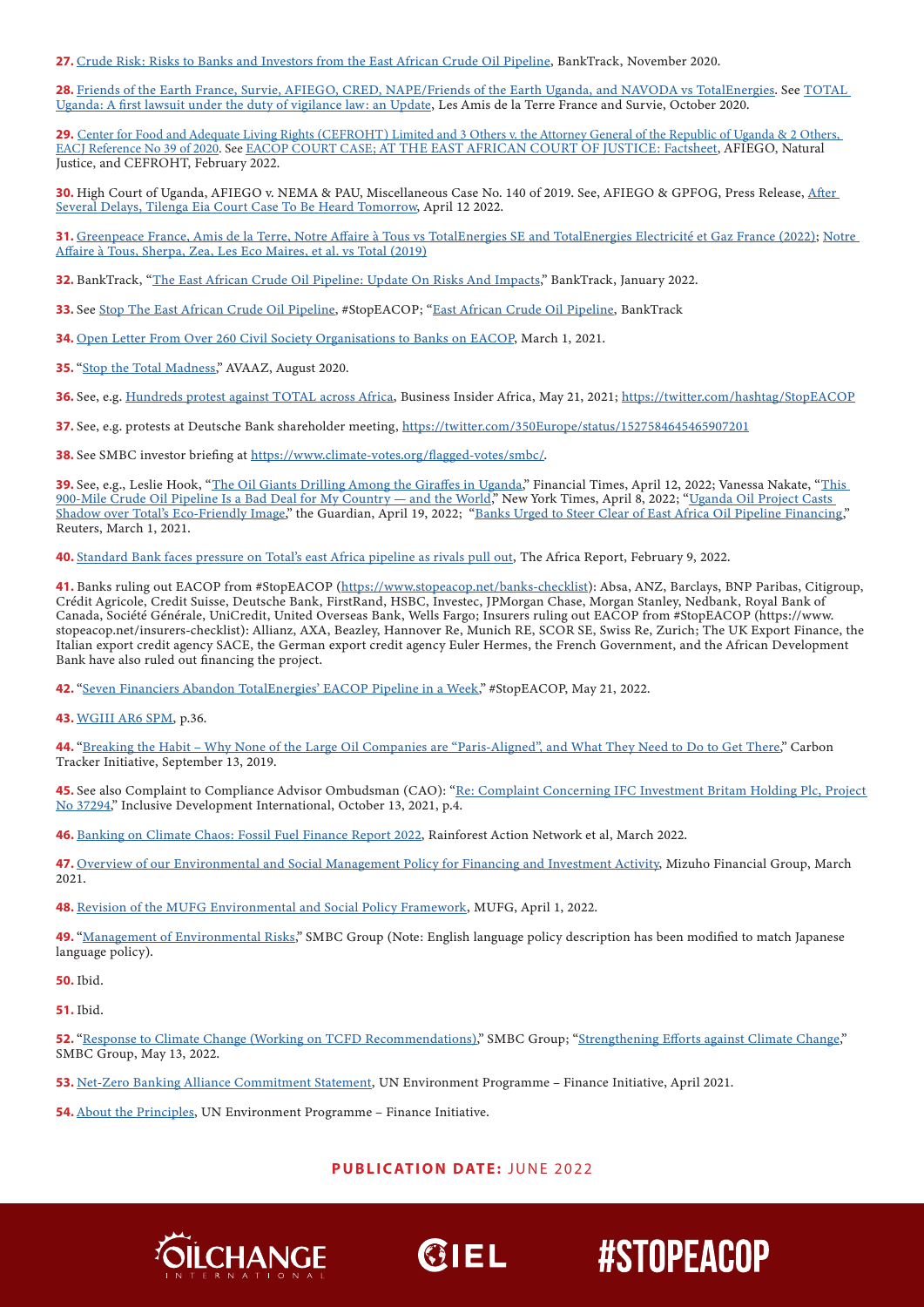**27.** Crude Risk: Risks to Banks and Investors from the East African Crude Oil Pipeline, BankTrack, November 2020.

**28.** Friends of the Earth France, Survie, AFIEGO, CRED, NAPE/Friends of the Earth Uganda, and NAVODA vs TotalEnergies. See TOTAL Uganda: A first lawsuit under the duty of vigilance law: an Update, Les Amis de la Terre France and Survie, October 2020.

**29.** Center for Food and Adequate Living Rights (CEFROHT) Limited and 3 Others v. the Attorney General of the Republic of Uganda & 2 Others, EACJ Reference No 39 of 2020. See EACOP COURT CASE; AT THE EAST AFRICAN COURT OF JUSTICE: Factsheet, AFIEGO, Natural Justice, and CEFROHT, February 2022.

**30.** High Court of Uganda, AFIEGO v. NEMA & PAU, Miscellaneous Case No. 140 of 2019. See, AFIEGO & GPFOG, Press Release, After Several Delays, Tilenga Eia Court Case To Be Heard Tomorrow, April 12 2022.

**31.** Greenpeace France, Amis de la Terre, Notre Affaire à Tous vs TotalEnergies SE and TotalEnergies Electricité et Gaz France (2022); Notre Affaire à Tous, Sherpa, Zea, Les Eco Maires, et al. vs Total (2019)

**32.** BankTrack, "The East African Crude Oil Pipeline: Update On Risks And Impacts," BankTrack, January 2022.

**33.** See Stop The East African Crude Oil Pipeline, #StopEACOP; "East African Crude Oil Pipeline, BankTrack

**34.** Open Letter From Over 260 Civil Society Organisations to Banks on EACOP, March 1, 2021.

**35.** "Stop the Total Madness," AVAAZ, August 2020.

**36.** See, e.g. Hundreds protest against TOTAL across Africa, Business Insider Africa, May 21, 2021; https://twitter.com/hashtag/StopEACOP

**37.** See, e.g. protests at Deutsche Bank shareholder meeting, https://twitter.com/350Europe/status/1527584645465907201

**38.** See SMBC investor briefing at https://www.climate-votes.org/flagged-votes/smbc/.

**39.** See, e.g., Leslie Hook, "The Oil Giants Drilling Among the Giraffes in Uganda," Financial Times, April 12, 2022; Vanessa Nakate, "This 900-Mile Crude Oil Pipeline Is a Bad Deal for My Country — and the World," New York Times, April 8, 2022; "Uganda Oil Project Casts Shadow over Total's Eco-Friendly Image," the Guardian, April 19, 2022; "Banks Urged to Steer Clear of East Africa Oil Pipeline Financing," Reuters, March 1, 2021.

**40.** Standard Bank faces pressure on Total's east Africa pipeline as rivals pull out, The Africa Report, February 9, 2022.

**41.** Banks ruling out EACOP from #StopEACOP (https://www.stopeacop.net/banks-checklist): Absa, ANZ, Barclays, BNP Paribas, Citigroup, Crédit Agricole, Credit Suisse, Deutsche Bank, FirstRand, HSBC, Investec, JPMorgan Chase, Morgan Stanley, Nedbank, Royal Bank of Canada, Société Générale, UniCredit, United Overseas Bank, Wells Fargo; Insurers ruling out EACOP from #StopEACOP (https://www.stopeacop.net/insurers-checklist): Allianz, AXA, Beazley, Hannover Re, Munich RE, SCOR SE, Swiss Re, Zurich; The UK Export Finance, the Italian export credit agency SACE, the German export credit agency Euler Hermes, the French Government, and the African Development Bank have also ruled out financing the project.

**42.** "Seven Financiers Abandon TotalEnergies' EACOP Pipeline in a Week," #StopEACOP, May 21, 2022.

**43.** WGIII AR6 SPM, p.36.

**44.** "Breaking the Habit – Why None of the Large Oil Companies are "Paris-Aligned", and What They Need to Do to Get There," Carbon Tracker Initiative, September 13, 2019.

**45.** See also Complaint to Compliance Advisor Ombudsman (CAO): "Re: Complaint Concerning IFC Investment Britam Holding Plc, Project No 37294," Inclusive Development International, October 13, 2021, p.4.

**46.** Banking on Climate Chaos: Fossil Fuel Finance Report 2022, Rainforest Action Network et al, March 2022.

**47.** Overview of our Environmental and Social Management Policy for Financing and Investment Activity, Mizuho Financial Group, March 2021.

**48.** Revision of the MUFG Environmental and Social Policy Framework, MUFG, April 1, 2022.

**49.** "Management of Environmental Risks," SMBC Group (Note: English language policy description has been modified to match Japanese language policy).

**50.** Ibid.

**51.** Ibid.

**52.** "Response to Climate Change (Working on TCFD Recommendations)," SMBC Group; "Strengthening Efforts against Climate Change," SMBC Group, May 13, 2022.

**53.** Net-Zero Banking Alliance Commitment Statement, UN Environment Programme – Finance Initiative, April 2021.

**54.** About the Principles, UN Environment Programme – Finance Initiative.

**PUBLICATION DATE:** JUNE 2022

OILCHANGE INTERNATIONAL   CIEL   #STOPEACOP